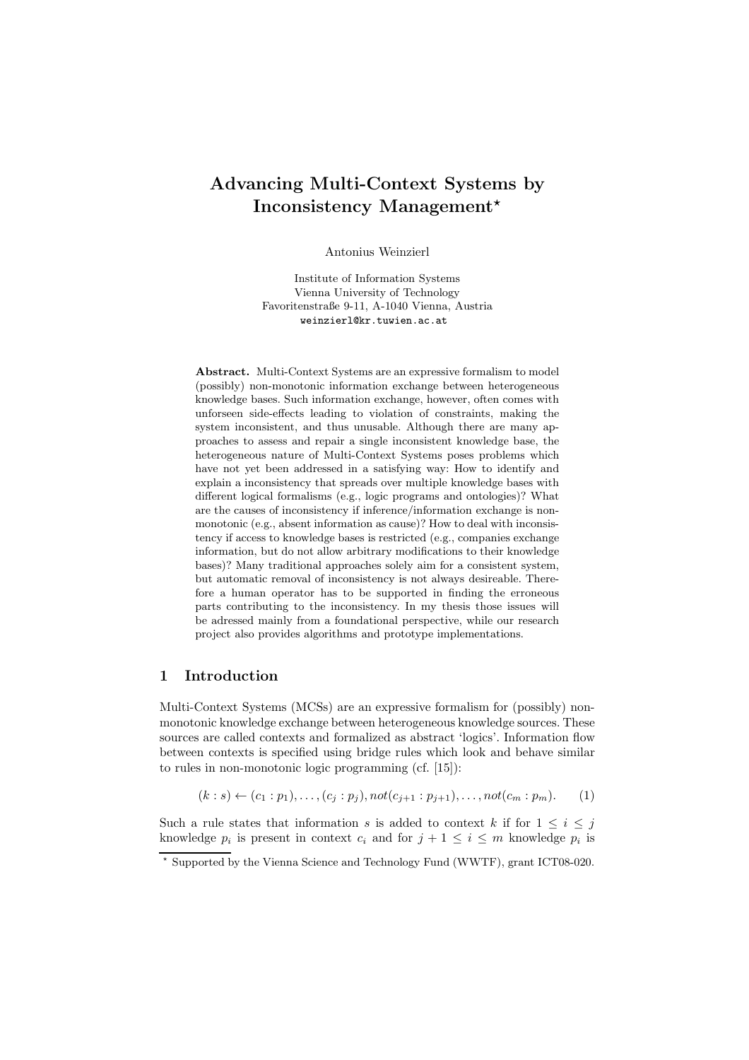# Advancing Multi-Context Systems by Inconsistency Management*

Antonius Weinzierl

Institute of Information Systems
Vienna University of Technology
Favoritenstraße 9-11, A-1040 Vienna, Austria
weinzierl@kr.tuwien.ac.at

**Abstract.** Multi-Context Systems are an expressive formalism to model (possibly) non-monotonic information exchange between heterogeneous knowledge bases. Such information exchange, however, often comes with unforseen side-effects leading to violation of constraints, making the system inconsistent, and thus unusable. Although there are many approaches to assess and repair a single inconsistent knowledge base, the heterogeneous nature of Multi-Context Systems poses problems which have not yet been addressed in a satisfying way: How to identify and explain a inconsistency that spreads over multiple knowledge bases with different logical formalisms (e.g., logic programs and ontologies)? What are the causes of inconsistency if inference/information exchange is non-monotonic (e.g., absent information as cause)? How to deal with inconsistency if access to knowledge bases is restricted (e.g., companies exchange information, but do not allow arbitrary modifications to their knowledge bases)? Many traditional approaches solely aim for a consistent system, but automatic removal of inconsistency is not always desireable. Therefore a human operator has to be supported in finding the erroneous parts contributing to the inconsistency. In my thesis those issues will be adressed mainly from a foundational perspective, while our research project also provides algorithms and prototype implementations.

## 1 Introduction

Multi-Context Systems (MCSs) are an expressive formalism for (possibly) non-monotonic knowledge exchange between heterogeneous knowledge sources. These sources are called contexts and formalized as abstract 'logics'. Information flow between contexts is specified using bridge rules which look and behave similar to rules in non-monotonic logic programming (cf. [15]):

$$(k : s) \leftarrow (c_1 : p_1), \ldots, (c_j : p_j), not(c_{j+1} : p_{j+1}), \ldots, not(c_m : p_m). \qquad (1)$$

Such a rule states that information $s$ is added to context $k$ if for $1 \leq i \leq j$ knowledge $p_i$ is present in context $c_i$ and for $j + 1 \leq i \leq m$ knowledge $p_i$ is

* Supported by the Vienna Science and Technology Fund (WWTF), grant ICT08-020.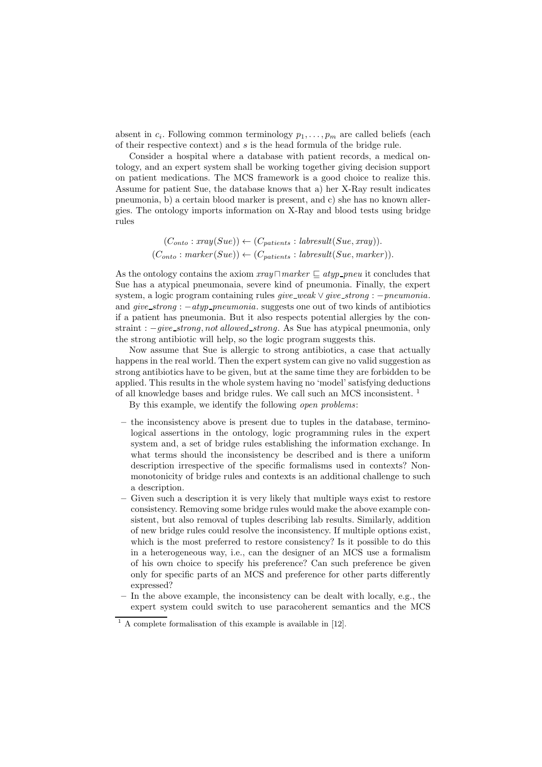absent in $c_i$. Following common terminology $p_1, \ldots, p_m$ are called beliefs (each of their respective context) and $s$ is the head formula of the bridge rule.

Consider a hospital where a database with patient records, a medical ontology, and an expert system shall be working together giving decision support on patient medications. The MCS framework is a good choice to realize this. Assume for patient Sue, the database knows that a) her X-Ray result indicates pneumonia, b) a certain blood marker is present, and c) she has no known allergies. The ontology imports information on X-Ray and blood tests using bridge rules

$$(C_{onto} : xray(Sue)) \leftarrow (C_{patients} : labresult(Sue, xray)).$$
$$(C_{onto} : marker(Sue)) \leftarrow (C_{patients} : labresult(Sue, marker)).$$

As the ontology contains the axiom $xray \sqcap marker \sqsubseteq atyp\_pneu$ it concludes that Sue has a atypical pneumonaia, severe kind of pneumonia. Finally, the expert system, a logic program containing rules $give\_weak \vee give\_strong : -pneumonia.$ and $give\_strong : -atyp\_pneumonia.$ suggests one out of two kinds of antibiotics if a patient has pneumonia. But it also respects potential allergies by the constraint $: -give\_strong, not\ allowed\_strong.$ As Sue has atypical pneumonia, only the strong antibiotic will help, so the logic program suggests this.

Now assume that Sue is allergic to strong antibiotics, a case that actually happens in the real world. Then the expert system can give no valid suggestion as strong antibiotics have to be given, but at the same time they are forbidden to be applied. This results in the whole system having no 'model' satisfying deductions of all knowledge bases and bridge rules. We call such an MCS inconsistent. [1]

By this example, we identify the following *open problems*:

- the inconsistency above is present due to tuples in the database, terminological assertions in the ontology, logic programming rules in the expert system and, a set of bridge rules establishing the information exchange. In what terms should the inconsistency be described and is there a uniform description irrespective of the specific formalisms used in contexts? Nonmonotonicity of bridge rules and contexts is an additional challenge to such a description.
- Given such a description it is very likely that multiple ways exist to restore consistency. Removing some bridge rules would make the above example consistent, but also removal of tuples describing lab results. Similarly, addition of new bridge rules could resolve the inconsistency. If multiple options exist, which is the most preferred to restore consistency? Is it possible to do this in a heterogeneous way, i.e., can the designer of an MCS use a formalism of his own choice to specify his preference? Can such preference be given only for specific parts of an MCS and preference for other parts differently expressed?
- In the above example, the inconsistency can be dealt with locally, e.g., the expert system could switch to use paracoherent semantics and the MCS

[1] A complete formalisation of this example is available in [12].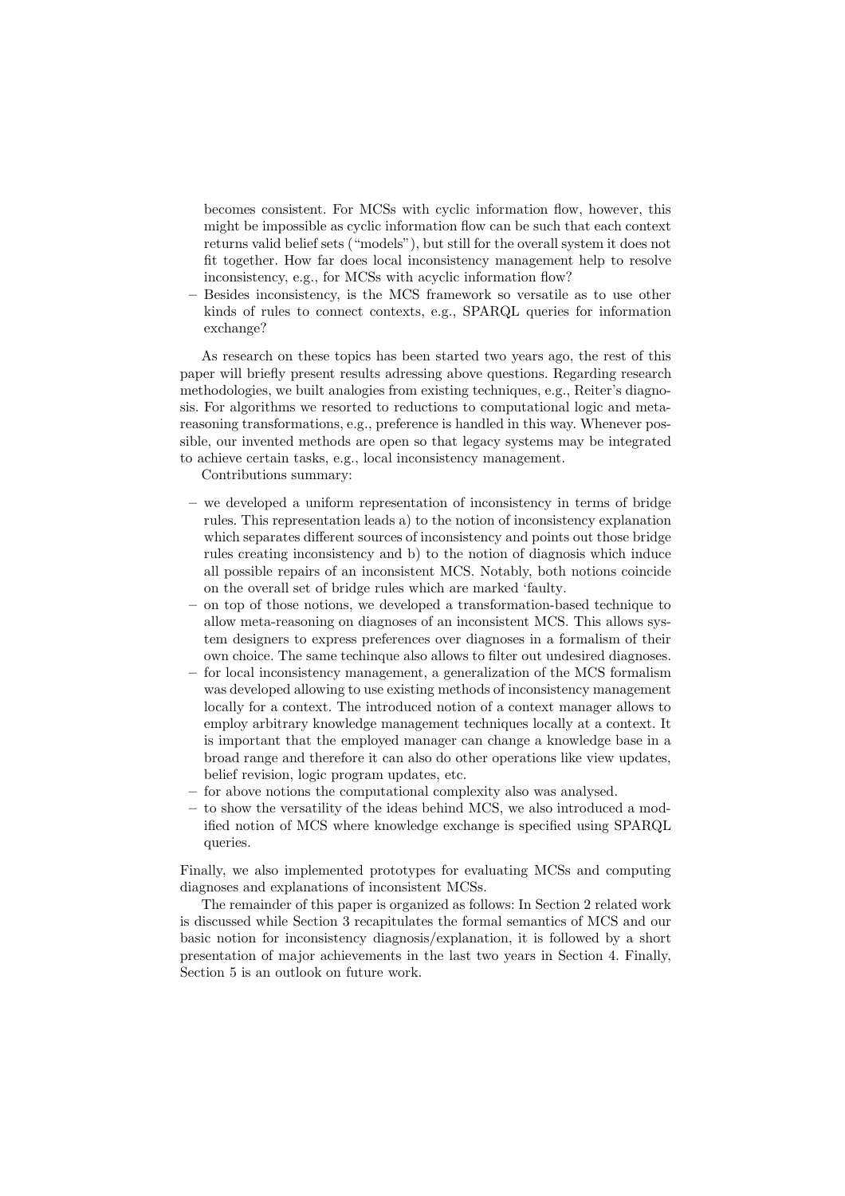becomes consistent. For MCSs with cyclic information flow, however, this might be impossible as cyclic information flow can be such that each context returns valid belief sets ("models"), but still for the overall system it does not fit together. How far does local inconsistency management help to resolve inconsistency, e.g., for MCSs with acyclic information flow?
- Besides inconsistency, is the MCS framework so versatile as to use other kinds of rules to connect contexts, e.g., SPARQL queries for information exchange?

As research on these topics has been started two years ago, the rest of this paper will briefly present results adressing above questions. Regarding research methodologies, we built analogies from existing techniques, e.g., Reiter's diagnosis. For algorithms we resorted to reductions to computational logic and meta-reasoning transformations, e.g., preference is handled in this way. Whenever possible, our invented methods are open so that legacy systems may be integrated to achieve certain tasks, e.g., local inconsistency management.

Contributions summary:

- we developed a uniform representation of inconsistency in terms of bridge rules. This representation leads a) to the notion of inconsistency explanation which separates different sources of inconsistency and points out those bridge rules creating inconsistency and b) to the notion of diagnosis which induce all possible repairs of an inconsistent MCS. Notably, both notions coincide on the overall set of bridge rules which are marked 'faulty.
- on top of those notions, we developed a transformation-based technique to allow meta-reasoning on diagnoses of an inconsistent MCS. This allows system designers to express preferences over diagnoses in a formalism of their own choice. The same techinque also allows to filter out undesired diagnoses.
- for local inconsistency management, a generalization of the MCS formalism was developed allowing to use existing methods of inconsistency management locally for a context. The introduced notion of a context manager allows to employ arbitrary knowledge management techniques locally at a context. It is important that the employed manager can change a knowledge base in a broad range and therefore it can also do other operations like view updates, belief revision, logic program updates, etc.
- for above notions the computational complexity also was analysed.
- to show the versatility of the ideas behind MCS, we also introduced a modified notion of MCS where knowledge exchange is specified using SPARQL queries.

Finally, we also implemented prototypes for evaluating MCSs and computing diagnoses and explanations of inconsistent MCSs.

The remainder of this paper is organized as follows: In Section 2 related work is discussed while Section 3 recapitulates the formal semantics of MCS and our basic notion for inconsistency diagnosis/explanation, it is followed by a short presentation of major achievements in the last two years in Section 4. Finally, Section 5 is an outlook on future work.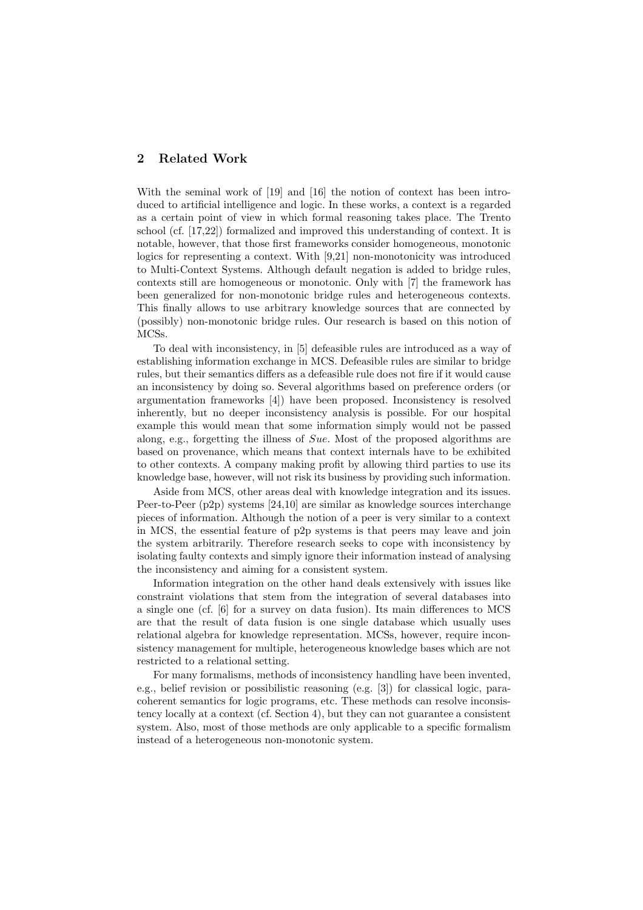## 2 Related Work

With the seminal work of [19] and [16] the notion of context has been introduced to artificial intelligence and logic. In these works, a context is a regarded as a certain point of view in which formal reasoning takes place. The Trento school (cf. [17,22]) formalized and improved this understanding of context. It is notable, however, that those first frameworks consider homogeneous, monotonic logics for representing a context. With [9,21] non-monotonicity was introduced to Multi-Context Systems. Although default negation is added to bridge rules, contexts still are homogeneous or monotonic. Only with [7] the framework has been generalized for non-monotonic bridge rules and heterogeneous contexts. This finally allows to use arbitrary knowledge sources that are connected by (possibly) non-monotonic bridge rules. Our research is based on this notion of MCSs.

To deal with inconsistency, in [5] defeasible rules are introduced as a way of establishing information exchange in MCS. Defeasible rules are similar to bridge rules, but their semantics differs as a defeasible rule does not fire if it would cause an inconsistency by doing so. Several algorithms based on preference orders (or argumentation frameworks [4]) have been proposed. Inconsistency is resolved inherently, but no deeper inconsistency analysis is possible. For our hospital example this would mean that some information simply would not be passed along, e.g., forgetting the illness of *Sue*. Most of the proposed algorithms are based on provenance, which means that context internals have to be exhibited to other contexts. A company making profit by allowing third parties to use its knowledge base, however, will not risk its business by providing such information.

Aside from MCS, other areas deal with knowledge integration and its issues. Peer-to-Peer (p2p) systems [24,10] are similar as knowledge sources interchange pieces of information. Although the notion of a peer is very similar to a context in MCS, the essential feature of p2p systems is that peers may leave and join the system arbitrarily. Therefore research seeks to cope with inconsistency by isolating faulty contexts and simply ignore their information instead of analysing the inconsistency and aiming for a consistent system.

Information integration on the other hand deals extensively with issues like constraint violations that stem from the integration of several databases into a single one (cf. [6] for a survey on data fusion). Its main differences to MCS are that the result of data fusion is one single database which usually uses relational algebra for knowledge representation. MCSs, however, require inconsistency management for multiple, heterogeneous knowledge bases which are not restricted to a relational setting.

For many formalisms, methods of inconsistency handling have been invented, e.g., belief revision or possibilistic reasoning (e.g. [3]) for classical logic, paracoherent semantics for logic programs, etc. These methods can resolve inconsistency locally at a context (cf. Section 4), but they can not guarantee a consistent system. Also, most of those methods are only applicable to a specific formalism instead of a heterogeneous non-monotonic system.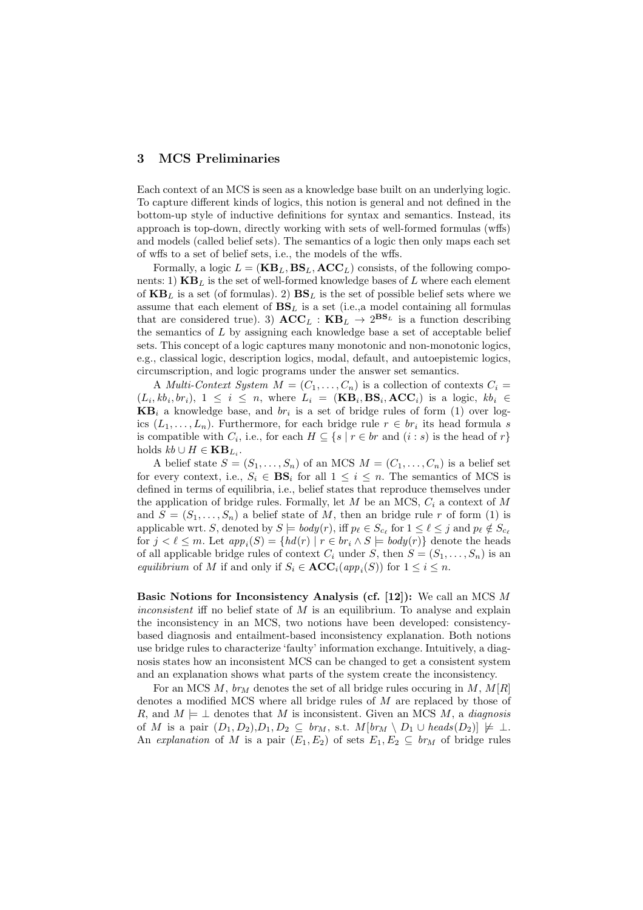## 3 MCS Preliminaries

Each context of an MCS is seen as a knowledge base built on an underlying logic. To capture different kinds of logics, this notion is general and not defined in the bottom-up style of inductive definitions for syntax and semantics. Instead, its approach is top-down, directly working with sets of well-formed formulas (wffs) and models (called belief sets). The semantics of a logic then only maps each set of wffs to a set of belief sets, i.e., the models of the wffs.

Formally, a logic $L = (\mathbf{KB}_L, \mathbf{BS}_L, \mathbf{ACC}_L)$ consists, of the following components: 1) $\mathbf{KB}_L$ is the set of well-formed knowledge bases of $L$ where each element of $\mathbf{KB}_L$ is a set (of formulas). 2) $\mathbf{BS}_L$ is the set of possible belief sets where we assume that each element of $\mathbf{BS}_L$ is a set (i.e.,a model containing all formulas that are considered true). 3) $\mathbf{ACC}_L : \mathbf{KB}_L \rightarrow 2^{\mathbf{BS}_L}$ is a function describing the semantics of $L$ by assigning each knowledge base a set of acceptable belief sets. This concept of a logic captures many monotonic and non-monotonic logics, e.g., classical logic, description logics, modal, default, and autoepistemic logics, circumscription, and logic programs under the answer set semantics.

A *Multi-Context System* $M = (C_1, \ldots, C_n)$ is a collection of contexts $C_i = (L_i, kb_i, br_i)$, $1 \leq i \leq n$, where $L_i = (\mathbf{KB}_i, \mathbf{BS}_i, \mathbf{ACC}_i)$ is a logic, $kb_i \in \mathbf{KB}_i$ a knowledge base, and $br_i$ is a set of bridge rules of form (1) over logics $(L_1, \ldots, L_n)$. Furthermore, for each bridge rule $r \in br_i$ its head formula $s$ is compatible with $C_i$, i.e., for each $H \subseteq \{s \mid r \in br \text{ and } (i : s) \text{ is the head of } r\}$ holds $kb \cup H \in \mathbf{KB}_{L_i}$.

A belief state $S = (S_1, \ldots, S_n)$ of an MCS $M = (C_1, \ldots, C_n)$ is a belief set for every context, i.e., $S_i \in \mathbf{BS}_i$ for all $1 \leq i \leq n$. The semantics of MCS is defined in terms of equilibria, i.e., belief states that reproduce themselves under the application of bridge rules. Formally, let $M$ be an MCS, $C_i$ a context of $M$ and $S = (S_1, \ldots, S_n)$ a belief state of $M$, then an bridge rule $r$ of form (1) is applicable wrt. $S$, denoted by $S \models body(r)$, iff $p_\ell \in S_{c_\ell}$ for $1 \leq \ell \leq j$ and $p_\ell \notin S_{c_\ell}$ for $j < \ell \leq m$. Let $app_i(S) = \{hd(r) \mid r \in br_i \wedge S \models body(r)\}$ denote the heads of all applicable bridge rules of context $C_i$ under $S$, then $S = (S_1, \ldots, S_n)$ is an *equilibrium* of $M$ if and only if $S_i \in \mathbf{ACC}_i(app_i(S))$ for $1 \leq i \leq n$.

**Basic Notions for Inconsistency Analysis (cf. [12]):** We call an MCS $M$ *inconsistent* iff no belief state of $M$ is an equilibrium. To analyse and explain the inconsistency in an MCS, two notions have been developed: consistency-based diagnosis and entailment-based inconsistency explanation. Both notions use bridge rules to characterize 'faulty' information exchange. Intuitively, a diagnosis states how an inconsistent MCS can be changed to get a consistent system and an explanation shows what parts of the system create the inconsistency.

For an MCS $M$, $br_M$ denotes the set of all bridge rules occuring in $M$, $M[R]$ denotes a modified MCS where all bridge rules of $M$ are replaced by those of $R$, and $M \models \bot$ denotes that $M$ is inconsistent. Given an MCS $M$, a *diagnosis* of $M$ is a pair $(D_1, D_2)$,$D_1, D_2 \subseteq br_M$, s.t. $M[br_M \setminus D_1 \cup heads(D_2)] \not\models \bot$. An *explanation* of $M$ is a pair $(E_1, E_2)$ of sets $E_1, E_2 \subseteq br_M$ of bridge rules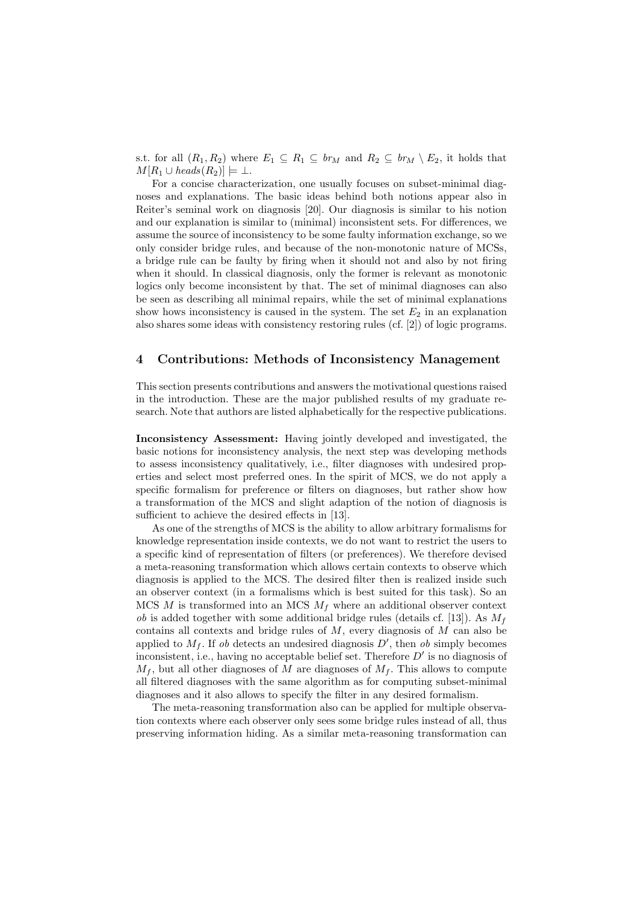s.t. for all $(R_1, R_2)$ where $E_1 \subseteq R_1 \subseteq br_M$ and $R_2 \subseteq br_M \setminus E_2$, it holds that $M[R_1 \cup heads(R_2)] \models \bot$.

For a concise characterization, one usually focuses on subset-minimal diagnoses and explanations. The basic ideas behind both notions appear also in Reiter's seminal work on diagnosis [20]. Our diagnosis is similar to his notion and our explanation is similar to (minimal) inconsistent sets. For differences, we assume the source of inconsistency to be some faulty information exchange, so we only consider bridge rules, and because of the non-monotonic nature of MCSs, a bridge rule can be faulty by firing when it should not and also by not firing when it should. In classical diagnosis, only the former is relevant as monotonic logics only become inconsistent by that. The set of minimal diagnoses can also be seen as describing all minimal repairs, while the set of minimal explanations show hows inconsistency is caused in the system. The set $E_2$ in an explanation also shares some ideas with consistency restoring rules (cf. [2]) of logic programs.

## 4 Contributions: Methods of Inconsistency Management

This section presents contributions and answers the motivational questions raised in the introduction. These are the major published results of my graduate research. Note that authors are listed alphabetically for the respective publications.

**Inconsistency Assessment:** Having jointly developed and investigated, the basic notions for inconsistency analysis, the next step was developing methods to assess inconsistency qualitatively, i.e., filter diagnoses with undesired properties and select most preferred ones. In the spirit of MCS, we do not apply a specific formalism for preference or filters on diagnoses, but rather show how a transformation of the MCS and slight adaption of the notion of diagnosis is sufficient to achieve the desired effects in [13].

As one of the strengths of MCS is the ability to allow arbitrary formalisms for knowledge representation inside contexts, we do not want to restrict the users to a specific kind of representation of filters (or preferences). We therefore devised a meta-reasoning transformation which allows certain contexts to observe which diagnosis is applied to the MCS. The desired filter then is realized inside such an observer context (in a formalisms which is best suited for this task). So an MCS $M$ is transformed into an MCS $M_f$ where an additional observer context $ob$ is added together with some additional bridge rules (details cf. [13]). As $M_f$ contains all contexts and bridge rules of $M$, every diagnosis of $M$ can also be applied to $M_f$. If $ob$ detects an undesired diagnosis $D'$, then $ob$ simply becomes inconsistent, i.e., having no acceptable belief set. Therefore $D'$ is no diagnosis of $M_f$, but all other diagnoses of $M$ are diagnoses of $M_f$. This allows to compute all filtered diagnoses with the same algorithm as for computing subset-minimal diagnoses and it also allows to specify the filter in any desired formalism.

The meta-reasoning transformation also can be applied for multiple observation contexts where each observer only sees some bridge rules instead of all, thus preserving information hiding. As a similar meta-reasoning transformation can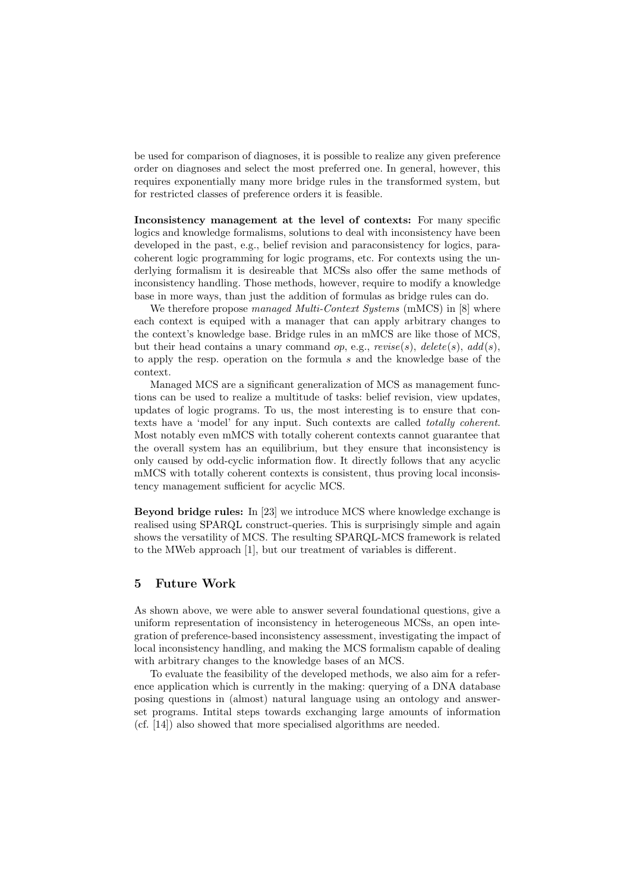be used for comparison of diagnoses, it is possible to realize any given preference order on diagnoses and select the most preferred one. In general, however, this requires exponentially many more bridge rules in the transformed system, but for restricted classes of preference orders it is feasible.

**Inconsistency management at the level of contexts:** For many specific logics and knowledge formalisms, solutions to deal with inconsistency have been developed in the past, e.g., belief revision and paraconsistency for logics, paracoherent logic programming for logic programs, etc. For contexts using the underlying formalism it is desireable that MCSs also offer the same methods of inconsistency handling. Those methods, however, require to modify a knowledge base in more ways, than just the addition of formulas as bridge rules can do.

We therefore propose *managed Multi-Context Systems* (mMCS) in [8] where each context is equiped with a manager that can apply arbitrary changes to the context's knowledge base. Bridge rules in an mMCS are like those of MCS, but their head contains a unary command *op*, e.g., *revise*($s$), *delete*($s$), *add*($s$), to apply the resp. operation on the formula $s$ and the knowledge base of the context.

Managed MCS are a significant generalization of MCS as management functions can be used to realize a multitude of tasks: belief revision, view updates, updates of logic programs. To us, the most interesting is to ensure that contexts have a 'model' for any input. Such contexts are called *totally coherent*. Most notably even mMCS with totally coherent contexts cannot guarantee that the overall system has an equilibrium, but they ensure that inconsistency is only caused by odd-cyclic information flow. It directly follows that any acyclic mMCS with totally coherent contexts is consistent, thus proving local inconsistency management sufficient for acyclic MCS.

**Beyond bridge rules:** In [23] we introduce MCS where knowledge exchange is realised using SPARQL construct-queries. This is surprisingly simple and again shows the versatility of MCS. The resulting SPARQL-MCS framework is related to the MWeb approach [1], but our treatment of variables is different.

## 5 Future Work

As shown above, we were able to answer several foundational questions, give a uniform representation of inconsistency in heterogeneous MCSs, an open integration of preference-based inconsistency assessment, investigating the impact of local inconsistency handling, and making the MCS formalism capable of dealing with arbitrary changes to the knowledge bases of an MCS.

To evaluate the feasibility of the developed methods, we also aim for a reference application which is currently in the making: querying of a DNA database posing questions in (almost) natural language using an ontology and answer-set programs. Intital steps towards exchanging large amounts of information (cf. [14]) also showed that more specialised algorithms are needed.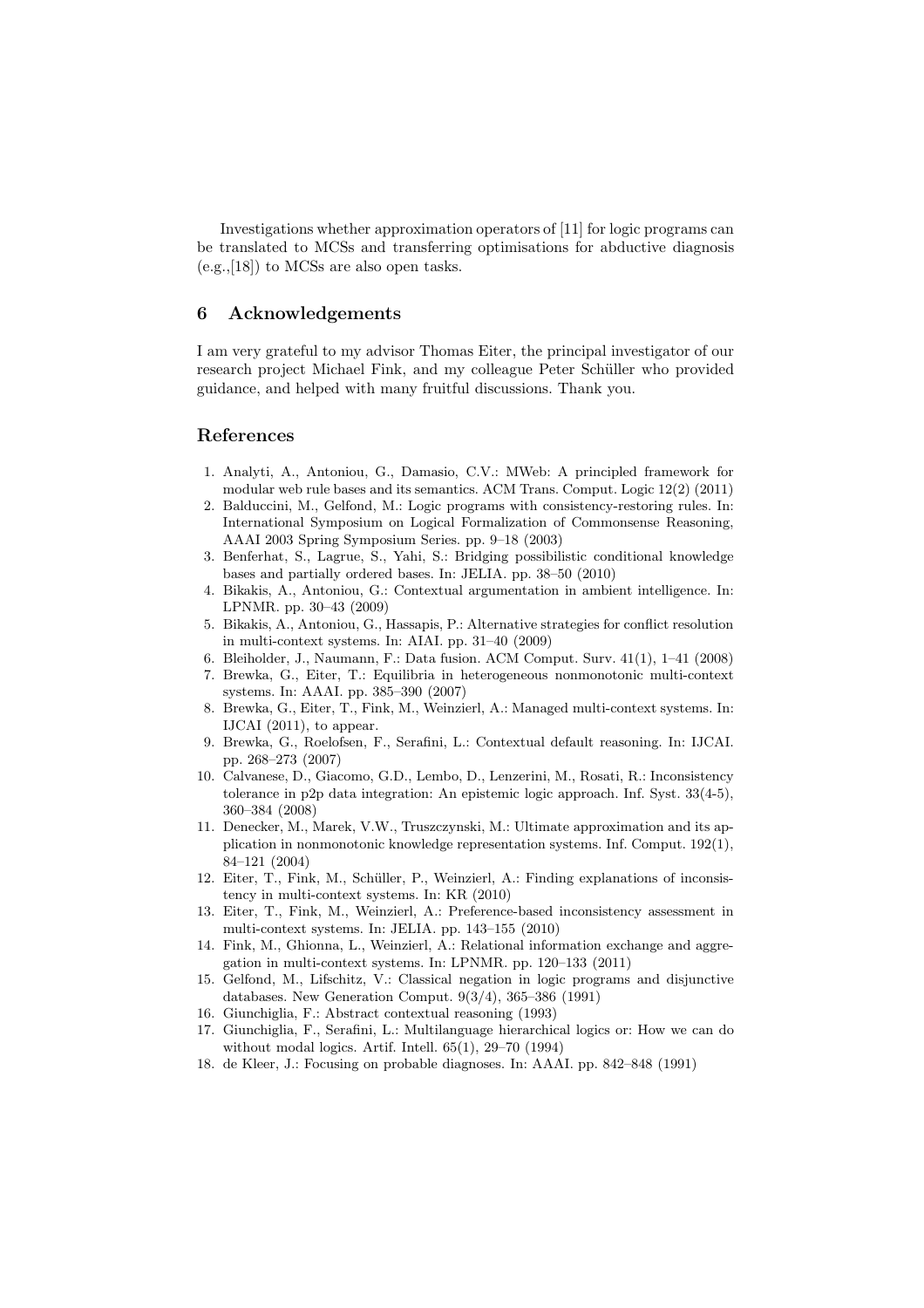Investigations whether approximation operators of [11] for logic programs can be translated to MCSs and transferring optimisations for abductive diagnosis (e.g.,[18]) to MCSs are also open tasks.

## 6 Acknowledgements

I am very grateful to my advisor Thomas Eiter, the principal investigator of our research project Michael Fink, and my colleague Peter Schüller who provided guidance, and helped with many fruitful discussions. Thank you.

## References

1. Analyti, A., Antoniou, G., Damasio, C.V.: MWeb: A principled framework for modular web rule bases and its semantics. ACM Trans. Comput. Logic 12(2) (2011)
2. Balduccini, M., Gelfond, M.: Logic programs with consistency-restoring rules. In: International Symposium on Logical Formalization of Commonsense Reasoning, AAAI 2003 Spring Symposium Series. pp. 9–18 (2003)
3. Benferhat, S., Lagrue, S., Yahi, S.: Bridging possibilistic conditional knowledge bases and partially ordered bases. In: JELIA. pp. 38–50 (2010)
4. Bikakis, A., Antoniou, G.: Contextual argumentation in ambient intelligence. In: LPNMR. pp. 30–43 (2009)
5. Bikakis, A., Antoniou, G., Hassapis, P.: Alternative strategies for conflict resolution in multi-context systems. In: AIAI. pp. 31–40 (2009)
6. Bleiholder, J., Naumann, F.: Data fusion. ACM Comput. Surv. 41(1), 1–41 (2008)
7. Brewka, G., Eiter, T.: Equilibria in heterogeneous nonmonotonic multi-context systems. In: AAAI. pp. 385–390 (2007)
8. Brewka, G., Eiter, T., Fink, M., Weinzierl, A.: Managed multi-context systems. In: IJCAI (2011), to appear.
9. Brewka, G., Roelofsen, F., Serafini, L.: Contextual default reasoning. In: IJCAI. pp. 268–273 (2007)
10. Calvanese, D., Giacomo, G.D., Lembo, D., Lenzerini, M., Rosati, R.: Inconsistency tolerance in p2p data integration: An epistemic logic approach. Inf. Syst. 33(4-5), 360–384 (2008)
11. Denecker, M., Marek, V.W., Truszczynski, M.: Ultimate approximation and its application in nonmonotonic knowledge representation systems. Inf. Comput. 192(1), 84–121 (2004)
12. Eiter, T., Fink, M., Schüller, P., Weinzierl, A.: Finding explanations of inconsistency in multi-context systems. In: KR (2010)
13. Eiter, T., Fink, M., Weinzierl, A.: Preference-based inconsistency assessment in multi-context systems. In: JELIA. pp. 143–155 (2010)
14. Fink, M., Ghionna, L., Weinzierl, A.: Relational information exchange and aggregation in multi-context systems. In: LPNMR. pp. 120–133 (2011)
15. Gelfond, M., Lifschitz, V.: Classical negation in logic programs and disjunctive databases. New Generation Comput. 9(3/4), 365–386 (1991)
16. Giunchiglia, F.: Abstract contextual reasoning (1993)
17. Giunchiglia, F., Serafini, L.: Multilanguage hierarchical logics or: How we can do without modal logics. Artif. Intell. 65(1), 29–70 (1994)
18. de Kleer, J.: Focusing on probable diagnoses. In: AAAI. pp. 842–848 (1991)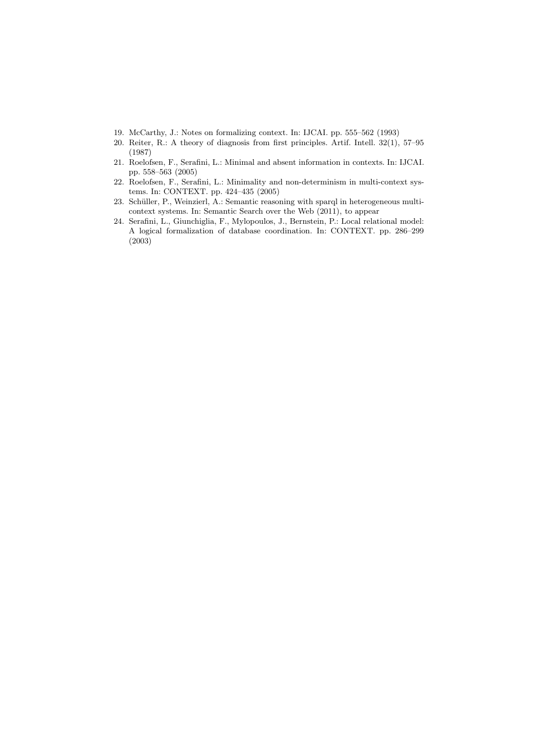19. McCarthy, J.: Notes on formalizing context. In: IJCAI. pp. 555–562 (1993)
20. Reiter, R.: A theory of diagnosis from first principles. Artif. Intell. 32(1), 57–95 (1987)
21. Roelofsen, F., Serafini, L.: Minimal and absent information in contexts. In: IJCAI. pp. 558–563 (2005)
22. Roelofsen, F., Serafini, L.: Minimality and non-determinism in multi-context systems. In: CONTEXT. pp. 424–435 (2005)
23. Schüller, P., Weinzierl, A.: Semantic reasoning with sparql in heterogeneous multi-context systems. In: Semantic Search over the Web (2011), to appear
24. Serafini, L., Giunchiglia, F., Mylopoulos, J., Bernstein, P.: Local relational model: A logical formalization of database coordination. In: CONTEXT. pp. 286–299 (2003)